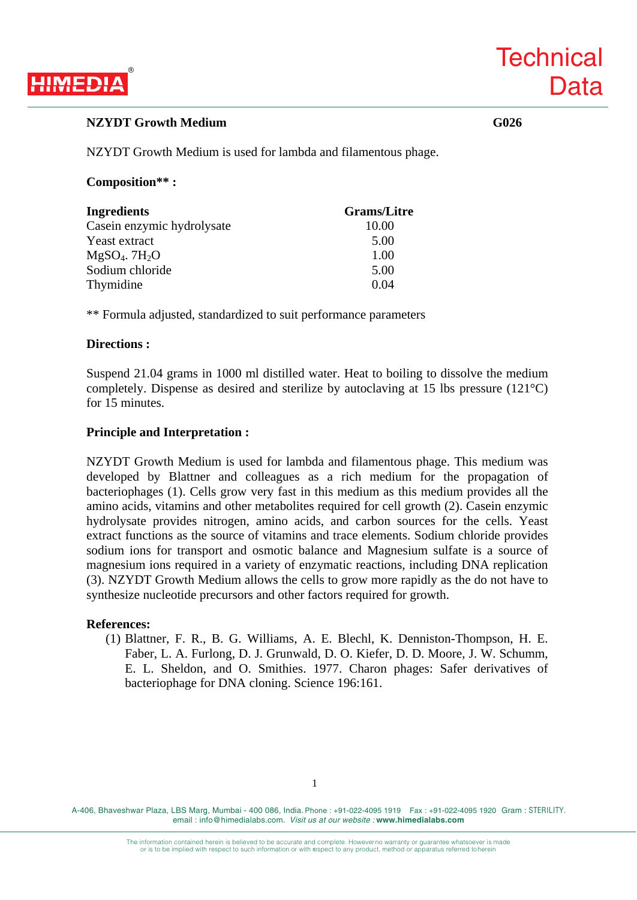**NZYDT Growth Medium** **G026**

NZYDT Growth Medium is used for lambda and filamentous phage.

**Composition** :**

| Ingredients | Grams/Litre |
|---|---|
| Casein enzymic hydrolysate | 10.00 |
| Yeast extract | 5.00 |
| $MgSO_4 . 7H_2O$ | 1.00 |
| Sodium chloride | 5.00 |
| Thymidine | 0.04 |

** Formula adjusted, standardized to suit performance parameters

**Directions :**

Suspend 21.04 grams in 1000 ml distilled water. Heat to boiling to dissolve the medium completely. Dispense as desired and sterilize by autoclaving at 15 lbs pressure (121°C) for 15 minutes.

**Principle and Interpretation :**

NZYDT Growth Medium is used for lambda and filamentous phage. This medium was developed by Blattner and colleagues as a rich medium for the propagation of bacteriophages (1). Cells grow very fast in this medium as this medium provides all the amino acids, vitamins and other metabolites required for cell growth (2). Casein enzymic hydrolysate provides nitrogen, amino acids, and carbon sources for the cells. Yeast extract functions as the source of vitamins and trace elements. Sodium chloride provides sodium ions for transport and osmotic balance and Magnesium sulfate is a source of magnesium ions required in a variety of enzymatic reactions, including DNA replication (3). NZYDT Growth Medium allows the cells to grow more rapidly as the do not have to synthesize nucleotide precursors and other factors required for growth.

**References:**

(1) Blattner, F. R., B. G. Williams, A. E. Blechl, K. Denniston-Thompson, H. E. Faber, L. A. Furlong, D. J. Grunwald, D. O. Kiefer, D. D. Moore, J. W. Schumm, E. L. Sheldon, and O. Smithies. 1977. Charon phages: Safer derivatives of bacteriophage for DNA cloning. Science 196:161.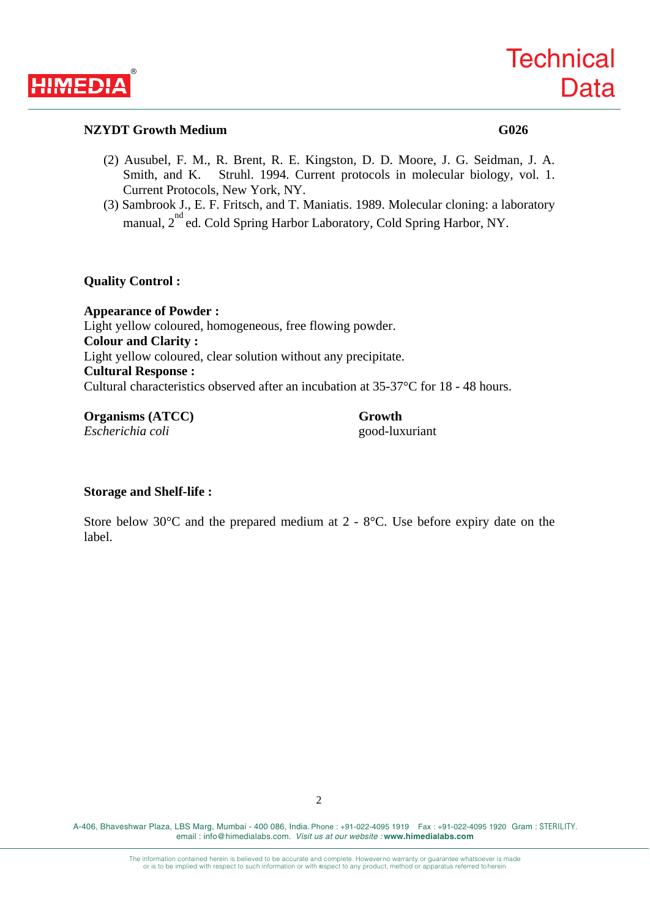## NZYDT Growth Medium **G026**

(2) Ausubel, F. M., R. Brent, R. E. Kingston, D. D. Moore, J. G. Seidman, J. A. Smith, and K. Struhl. 1994. Current protocols in molecular biology, vol. 1. Current Protocols, New York, NY.

(3) Sambrook J., E. F. Fritsch, and T. Maniatis. 1989. Molecular cloning: a laboratory manual, 2nd ed. Cold Spring Harbor Laboratory, Cold Spring Harbor, NY.

**Quality Control :**

**Appearance of Powder :**
Light yellow coloured, homogeneous, free flowing powder.

**Colour and Clarity :**
Light yellow coloured, clear solution without any precipitate.

**Cultural Response :**
Cultural characteristics observed after an incubation at 35-37°C for 18 - 48 hours.

| **Organisms (ATCC)** | **Growth** |
| --- | --- |
| *Escherichia coli* | good-luxuriant |

**Storage and Shelf-life :**

Store below 30°C and the prepared medium at 2 - 8°C. Use before expiry date on the label.